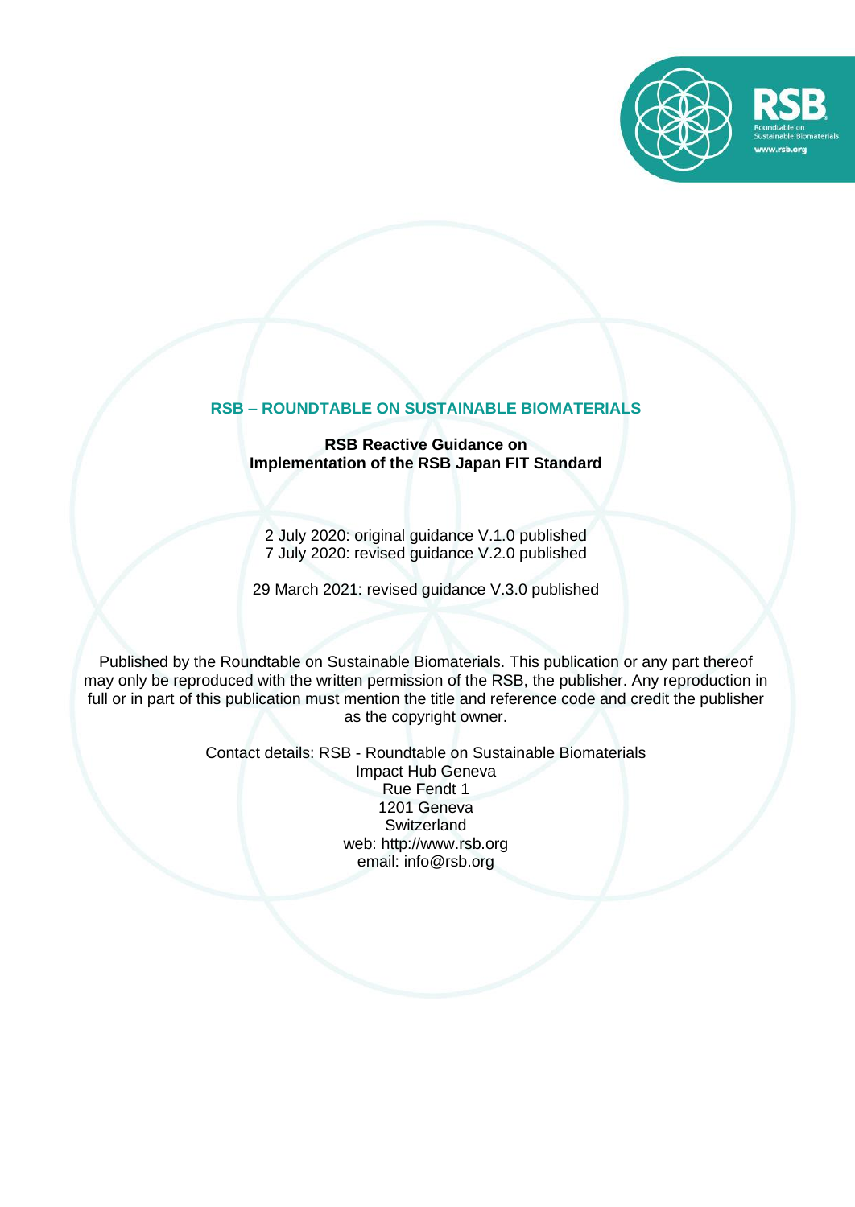# RSB – ROUNDTABLE ON SUSTAINABLE BIOMATERIALS

**RSB Reactive Guidance on Implementation of the RSB Japan FIT Standard**

2 July 2020: original guidance V.1.0 published
7 July 2020: revised guidance V.2.0 published

29 March 2021: revised guidance V.3.0 published

Published by the Roundtable on Sustainable Biomaterials. This publication or any part thereof may only be reproduced with the written permission of the RSB, the publisher. Any reproduction in full or in part of this publication must mention the title and reference code and credit the publisher as the copyright owner.

Contact details: RSB - Roundtable on Sustainable Biomaterials
Impact Hub Geneva
Rue Fendt 1
1201 Geneva
Switzerland
web: http://www.rsb.org
email: info@rsb.org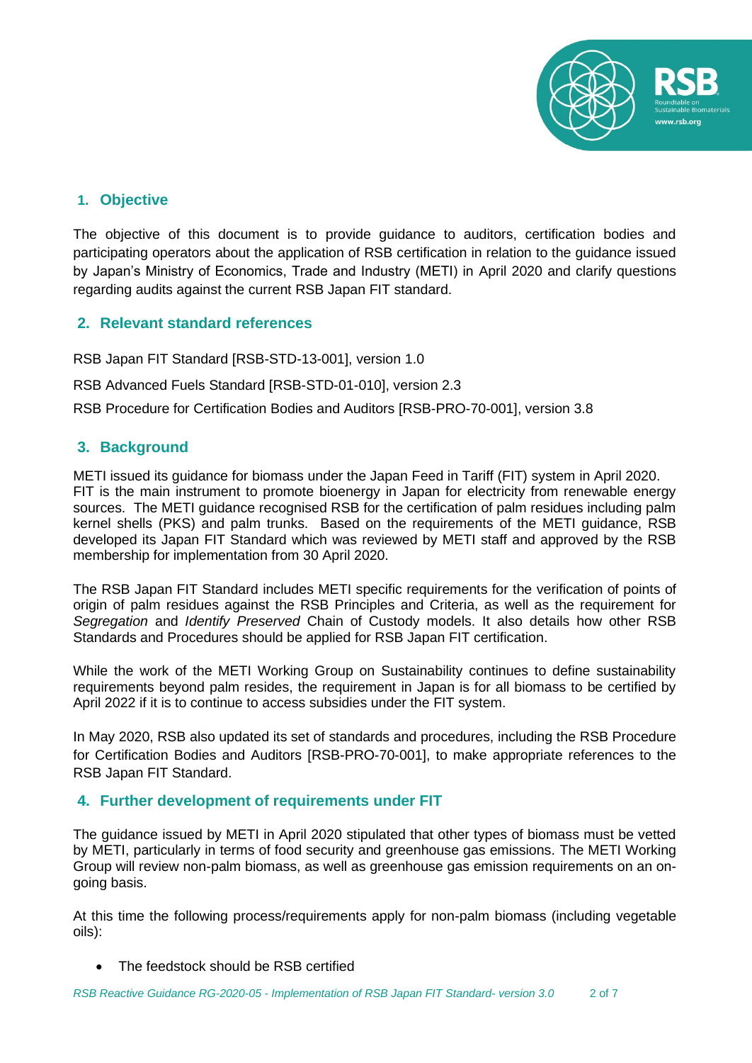## 1. Objective

The objective of this document is to provide guidance to auditors, certification bodies and participating operators about the application of RSB certification in relation to the guidance issued by Japan's Ministry of Economics, Trade and Industry (METI) in April 2020 and clarify questions regarding audits against the current RSB Japan FIT standard.

## 2. Relevant standard references

RSB Japan FIT Standard [RSB-STD-13-001], version 1.0

RSB Advanced Fuels Standard [RSB-STD-01-010], version 2.3

RSB Procedure for Certification Bodies and Auditors [RSB-PRO-70-001], version 3.8

## 3. Background

METI issued its guidance for biomass under the Japan Feed in Tariff (FIT) system in April 2020. FIT is the main instrument to promote bioenergy in Japan for electricity from renewable energy sources. The METI guidance recognised RSB for the certification of palm residues including palm kernel shells (PKS) and palm trunks. Based on the requirements of the METI guidance, RSB developed its Japan FIT Standard which was reviewed by METI staff and approved by the RSB membership for implementation from 30 April 2020.

The RSB Japan FIT Standard includes METI specific requirements for the verification of points of origin of palm residues against the RSB Principles and Criteria, as well as the requirement for *Segregation* and *Identify Preserved* Chain of Custody models. It also details how other RSB Standards and Procedures should be applied for RSB Japan FIT certification.

While the work of the METI Working Group on Sustainability continues to define sustainability requirements beyond palm resides, the requirement in Japan is for all biomass to be certified by April 2022 if it is to continue to access subsidies under the FIT system.

In May 2020, RSB also updated its set of standards and procedures, including the RSB Procedure for Certification Bodies and Auditors [RSB-PRO-70-001], to make appropriate references to the RSB Japan FIT Standard.

## 4. Further development of requirements under FIT

The guidance issued by METI in April 2020 stipulated that other types of biomass must be vetted by METI, particularly in terms of food security and greenhouse gas emissions. The METI Working Group will review non-palm biomass, as well as greenhouse gas emission requirements on an on-going basis.

At this time the following process/requirements apply for non-palm biomass (including vegetable oils):

- The feedstock should be RSB certified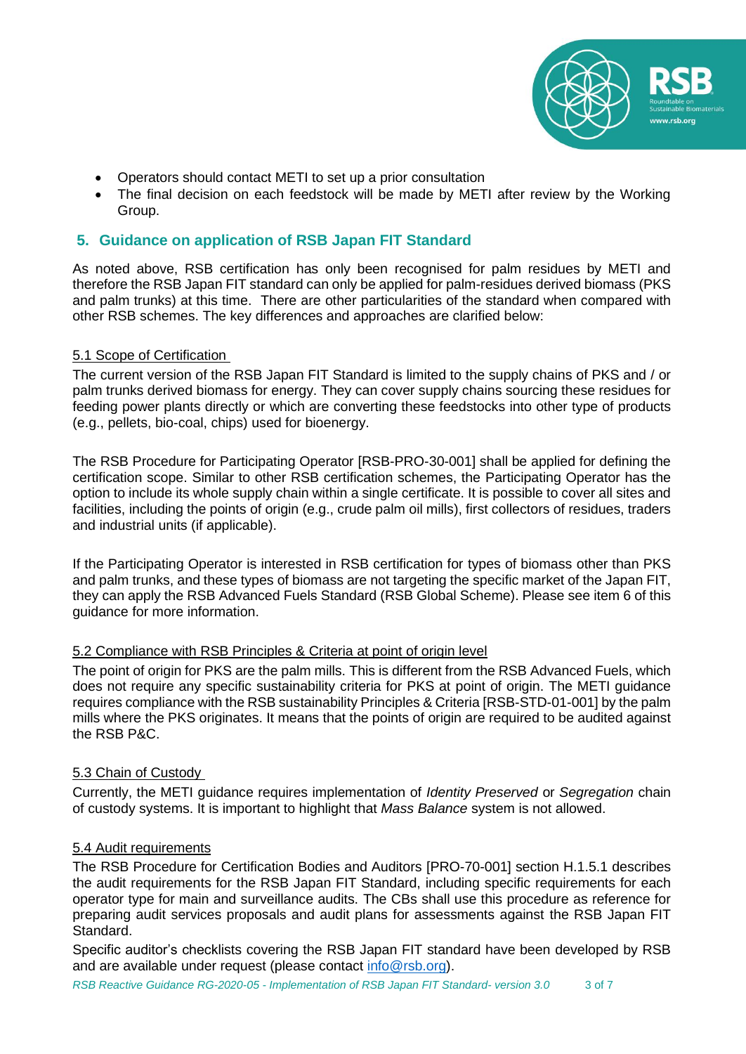- Operators should contact METI to set up a prior consultation
- The final decision on each feedstock will be made by METI after review by the Working Group.

## 5. Guidance on application of RSB Japan FIT Standard

As noted above, RSB certification has only been recognised for palm residues by METI and therefore the RSB Japan FIT standard can only be applied for palm-residues derived biomass (PKS and palm trunks) at this time. There are other particularities of the standard when compared with other RSB schemes. The key differences and approaches are clarified below:

### 5.1 Scope of Certification

The current version of the RSB Japan FIT Standard is limited to the supply chains of PKS and / or palm trunks derived biomass for energy. They can cover supply chains sourcing these residues for feeding power plants directly or which are converting these feedstocks into other type of products (e.g., pellets, bio-coal, chips) used for bioenergy.

The RSB Procedure for Participating Operator [RSB-PRO-30-001] shall be applied for defining the certification scope. Similar to other RSB certification schemes, the Participating Operator has the option to include its whole supply chain within a single certificate. It is possible to cover all sites and facilities, including the points of origin (e.g., crude palm oil mills), first collectors of residues, traders and industrial units (if applicable).

If the Participating Operator is interested in RSB certification for types of biomass other than PKS and palm trunks, and these types of biomass are not targeting the specific market of the Japan FIT, they can apply the RSB Advanced Fuels Standard (RSB Global Scheme). Please see item 6 of this guidance for more information.

### 5.2 Compliance with RSB Principles & Criteria at point of origin level

The point of origin for PKS are the palm mills. This is different from the RSB Advanced Fuels, which does not require any specific sustainability criteria for PKS at point of origin. The METI guidance requires compliance with the RSB sustainability Principles & Criteria [RSB-STD-01-001] by the palm mills where the PKS originates. It means that the points of origin are required to be audited against the RSB P&C.

### 5.3 Chain of Custody

Currently, the METI guidance requires implementation of *Identity Preserved* or *Segregation* chain of custody systems. It is important to highlight that *Mass Balance* system is not allowed.

### 5.4 Audit requirements

The RSB Procedure for Certification Bodies and Auditors [PRO-70-001] section H.1.5.1 describes the audit requirements for the RSB Japan FIT Standard, including specific requirements for each operator type for main and surveillance audits. The CBs shall use this procedure as reference for preparing audit services proposals and audit plans for assessments against the RSB Japan FIT Standard.

Specific auditor's checklists covering the RSB Japan FIT standard have been developed by RSB and are available under request (please contact info@rsb.org).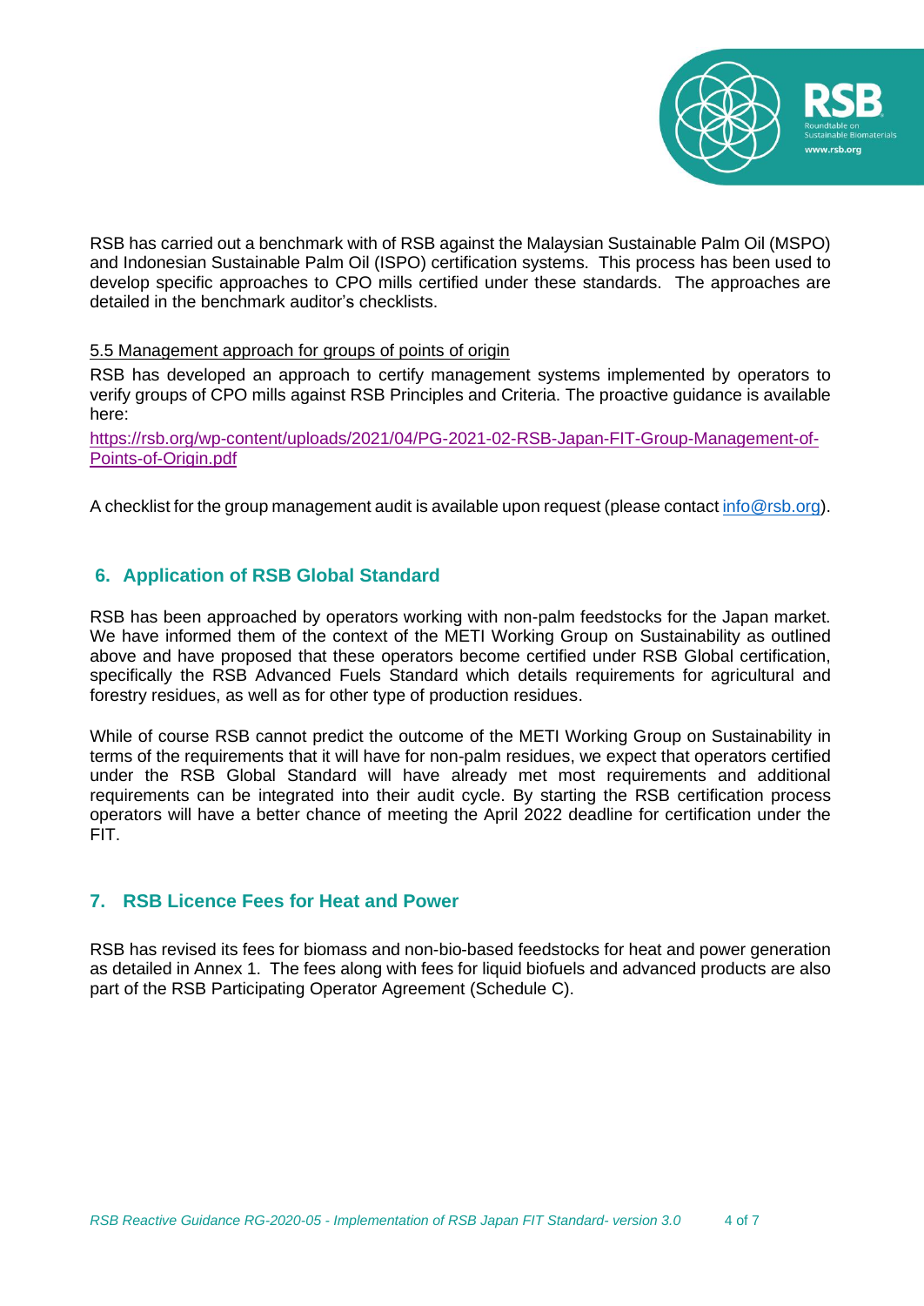RSB has carried out a benchmark with of RSB against the Malaysian Sustainable Palm Oil (MSPO) and Indonesian Sustainable Palm Oil (ISPO) certification systems. This process has been used to develop specific approaches to CPO mills certified under these standards. The approaches are detailed in the benchmark auditor's checklists.

### 5.5 Management approach for groups of points of origin

RSB has developed an approach to certify management systems implemented by operators to verify groups of CPO mills against RSB Principles and Criteria. The proactive guidance is available here:

[https://rsb.org/wp-content/uploads/2021/04/PG-2021-02-RSB-Japan-FIT-Group-Management-of-Points-of-Origin.pdf](https://rsb.org/wp-content/uploads/2021/04/PG-2021-02-RSB-Japan-FIT-Group-Management-of-Points-of-Origin.pdf)

A checklist for the group management audit is available upon request (please contact [info@rsb.org](mailto:info@rsb.org)).

## 6. Application of RSB Global Standard

RSB has been approached by operators working with non-palm feedstocks for the Japan market. We have informed them of the context of the METI Working Group on Sustainability as outlined above and have proposed that these operators become certified under RSB Global certification, specifically the RSB Advanced Fuels Standard which details requirements for agricultural and forestry residues, as well as for other type of production residues.

While of course RSB cannot predict the outcome of the METI Working Group on Sustainability in terms of the requirements that it will have for non-palm residues, we expect that operators certified under the RSB Global Standard will have already met most requirements and additional requirements can be integrated into their audit cycle. By starting the RSB certification process operators will have a better chance of meeting the April 2022 deadline for certification under the FIT.

## 7. RSB Licence Fees for Heat and Power

RSB has revised its fees for biomass and non-bio-based feedstocks for heat and power generation as detailed in Annex 1. The fees along with fees for liquid biofuels and advanced products are also part of the RSB Participating Operator Agreement (Schedule C).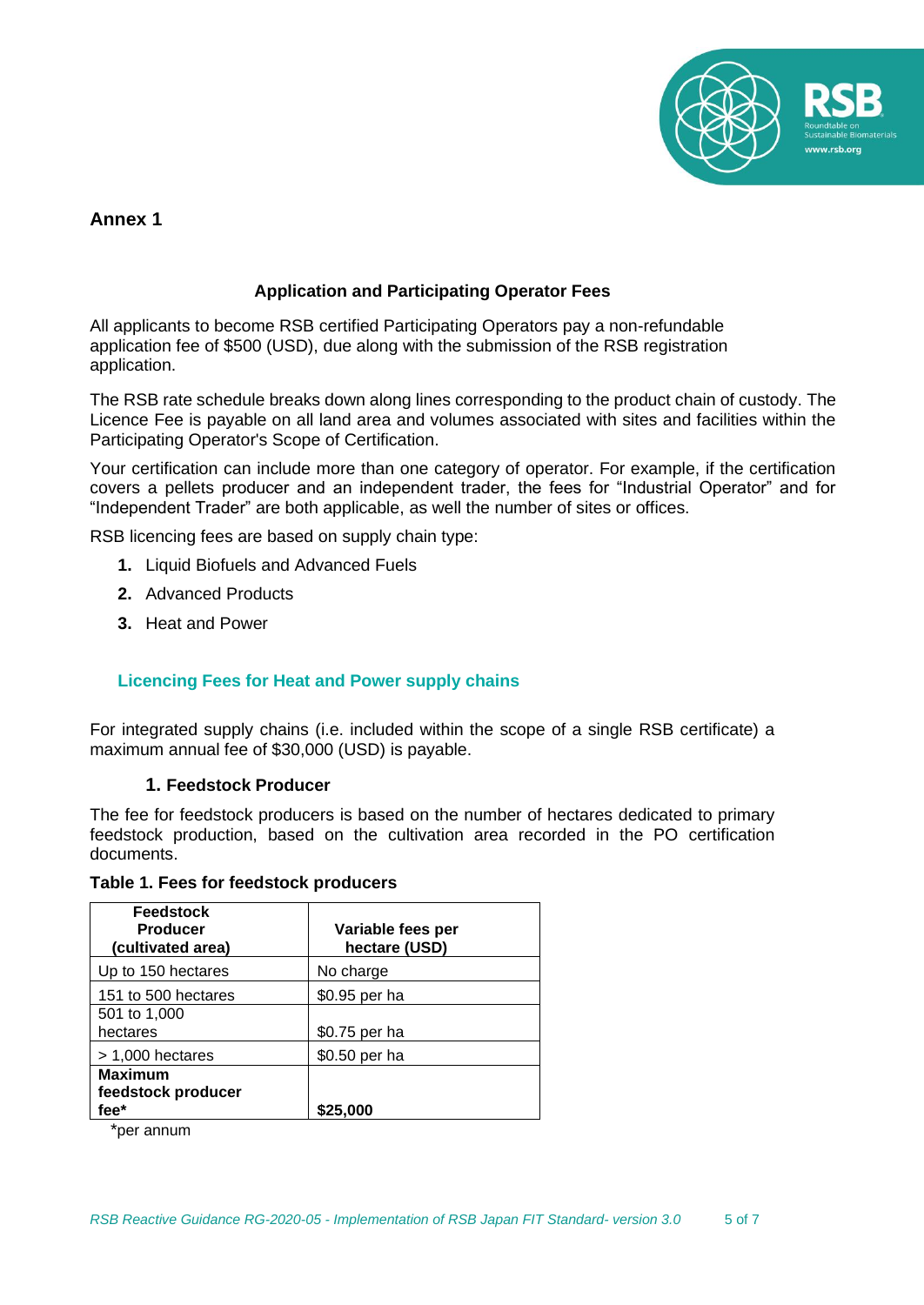## Annex 1

### Application and Participating Operator Fees

All applicants to become RSB certified Participating Operators pay a non-refundable application fee of $500 (USD), due along with the submission of the RSB registration application.

The RSB rate schedule breaks down along lines corresponding to the product chain of custody. The Licence Fee is payable on all land area and volumes associated with sites and facilities within the Participating Operator's Scope of Certification.

Your certification can include more than one category of operator. For example, if the certification covers a pellets producer and an independent trader, the fees for "Industrial Operator" and for "Independent Trader" are both applicable, as well the number of sites or offices.

RSB licencing fees are based on supply chain type:

1. Liquid Biofuels and Advanced Fuels
2. Advanced Products
3. Heat and Power

### Licencing Fees for Heat and Power supply chains

For integrated supply chains (i.e. included within the scope of a single RSB certificate) a maximum annual fee of $30,000 (USD) is payable.

#### 1. Feedstock Producer

The fee for feedstock producers is based on the number of hectares dedicated to primary feedstock production, based on the cultivation area recorded in the PO certification documents.

**Table 1. Fees for feedstock producers**

| Feedstock Producer (cultivated area) | Variable fees per hectare (USD) |
| --- | --- |
| Up to 150 hectares | No charge |
| 151 to 500 hectares | $0.95 per ha |
| 501 to 1,000 hectares | $0.75 per ha |
| > 1,000 hectares | $0.50 per ha |
| **Maximum feedstock producer fee*** | **$25,000** |

*per annum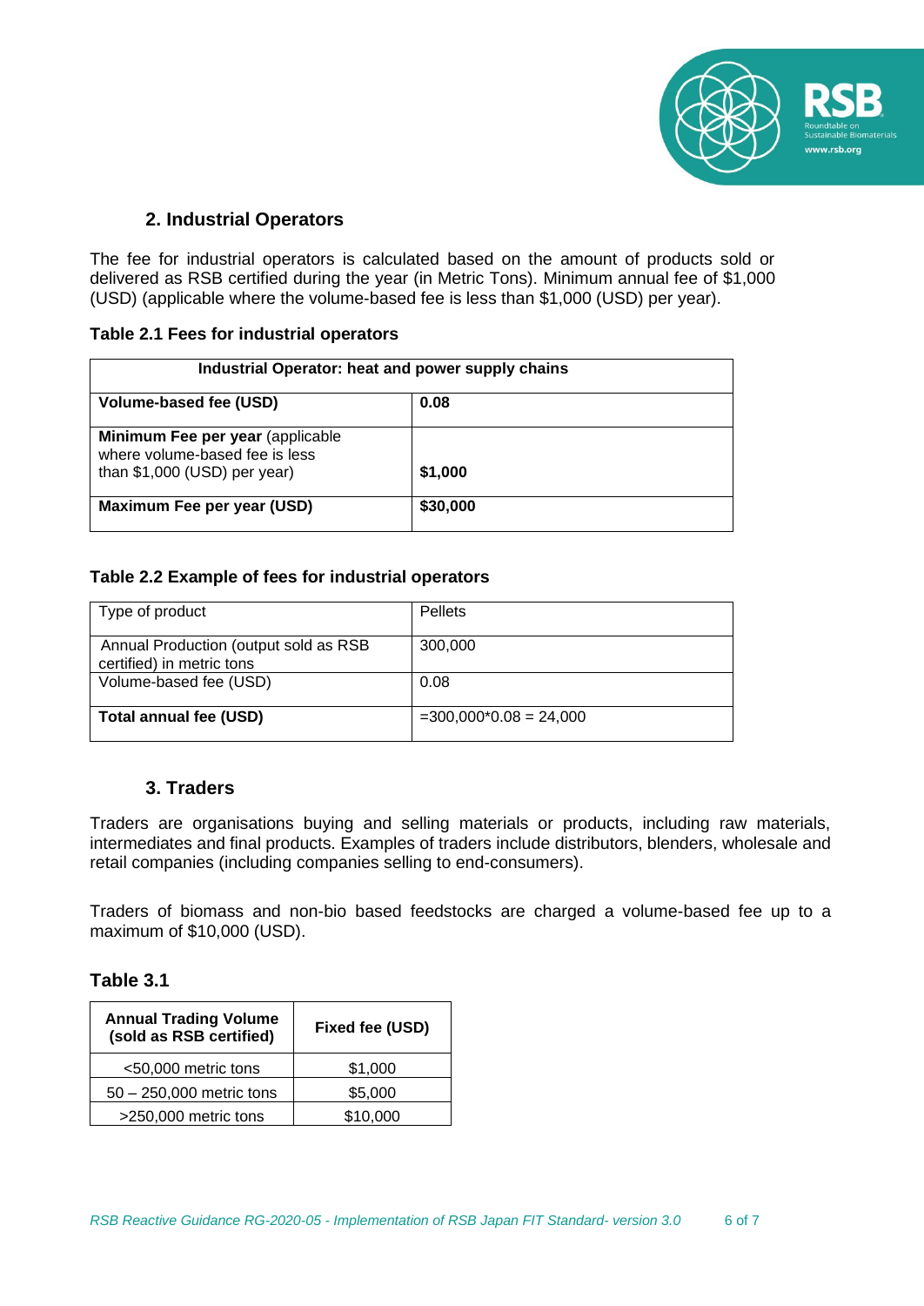## 2. Industrial Operators

The fee for industrial operators is calculated based on the amount of products sold or delivered as RSB certified during the year (in Metric Tons). Minimum annual fee of $1,000 (USD) (applicable where the volume-based fee is less than $1,000 (USD) per year).

**Table 2.1 Fees for industrial operators**

| **Industrial Operator: heat and power supply chains** | |
|---|---|
| **Volume-based fee (USD)** | **0.08** |
| **Minimum Fee per year** (applicable where volume-based fee is less than $1,000 (USD) per year) | **$1,000** |
| **Maximum Fee per year (USD)** | **$30,000** |

**Table 2.2 Example of fees for industrial operators**

| Type of product | Pellets |
|---|---|
| Annual Production (output sold as RSB certified) in metric tons | 300,000 |
| Volume-based fee (USD) | 0.08 |
| **Total annual fee (USD)** | =300,000*0.08 = 24,000 |

## 3. Traders

Traders are organisations buying and selling materials or products, including raw materials, intermediates and final products. Examples of traders include distributors, blenders, wholesale and retail companies (including companies selling to end-consumers).

Traders of biomass and non-bio based feedstocks are charged a volume-based fee up to a maximum of $10,000 (USD).

### Table 3.1

| Annual Trading Volume (sold as RSB certified) | Fixed fee (USD) |
|---|---|
| <50,000 metric tons | $1,000 |
| 50 – 250,000 metric tons | $5,000 |
| >250,000 metric tons | $10,000 |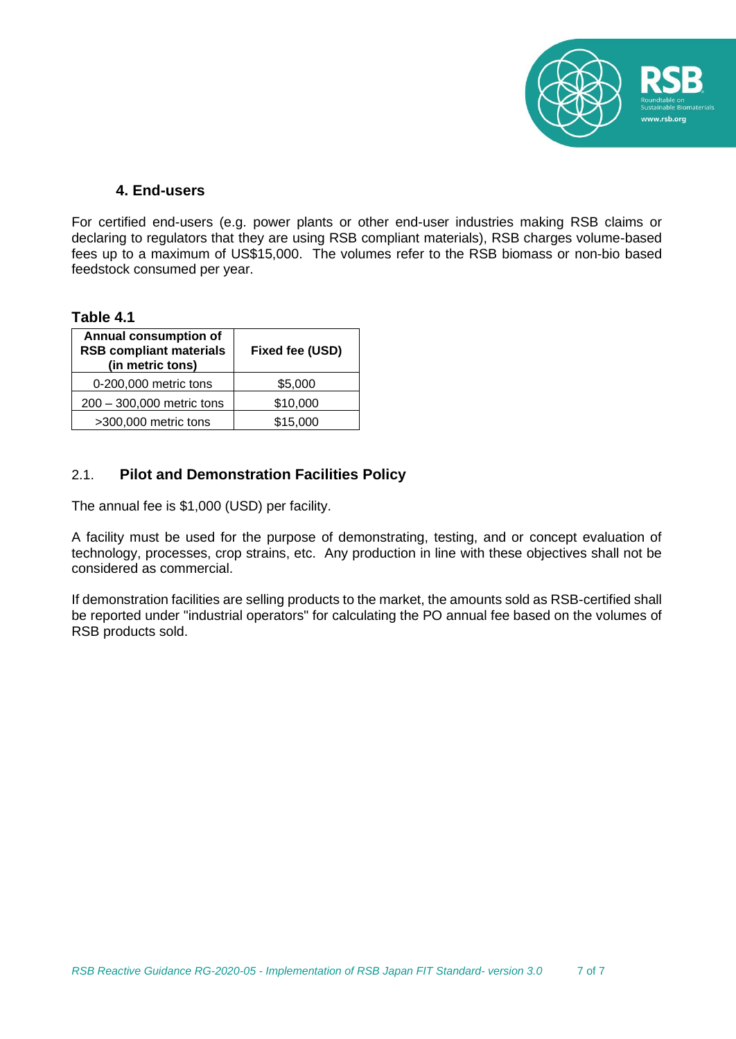### 4. End-users

For certified end-users (e.g. power plants or other end-user industries making RSB claims or declaring to regulators that they are using RSB compliant materials), RSB charges volume-based fees up to a maximum of US$15,000. The volumes refer to the RSB biomass or non-bio based feedstock consumed per year.

**Table 4.1**

| Annual consumption of RSB compliant materials (in metric tons) | Fixed fee (USD) |
|---|---|
| 0-200,000 metric tons | $5,000 |
| 200 – 300,000 metric tons | $10,000 |
| >300,000 metric tons | $15,000 |

## 2.1. Pilot and Demonstration Facilities Policy

The annual fee is $1,000 (USD) per facility.

A facility must be used for the purpose of demonstrating, testing, and or concept evaluation of technology, processes, crop strains, etc. Any production in line with these objectives shall not be considered as commercial.

If demonstration facilities are selling products to the market, the amounts sold as RSB-certified shall be reported under "industrial operators" for calculating the PO annual fee based on the volumes of RSB products sold.